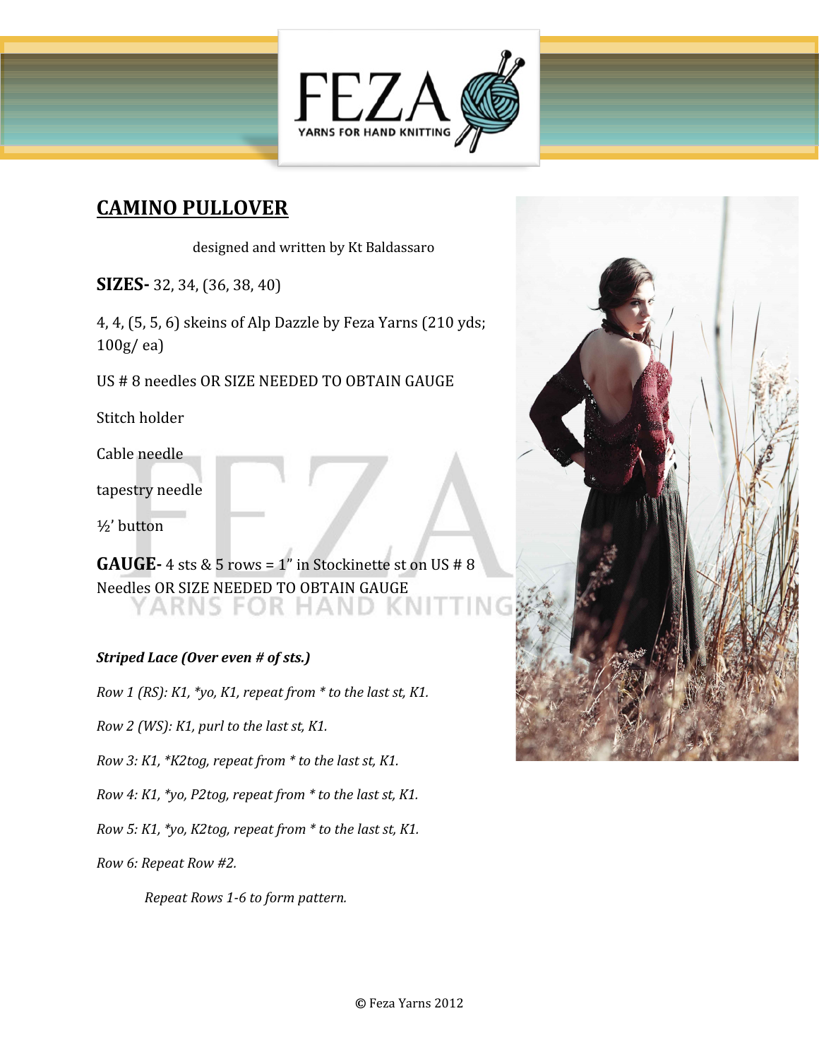# CAMINO PULLOVER

designed and written by Kt Baldassaro

**SIZES-** 32, 34, (36, 38, 40)

4, 4, (5, 5, 6) skeins of Alp Dazzle by Feza Yarns (210 yds; 100g/ ea)

US # 8 needles OR SIZE NEEDED TO OBTAIN GAUGE

Stitch holder

Cable needle

tapestry needle

½' button

**GAUGE-** 4 sts & 5 rows = 1" in Stockinette st on US # 8 Needles OR SIZE NEEDED TO OBTAIN GAUGE

***Striped Lace (Over even # of sts.)***

*Row 1 (RS): K1, *yo, K1, repeat from * to the last st, K1.*

*Row 2 (WS): K1, purl to the last st, K1.*

*Row 3: K1, *K2tog, repeat from * to the last st, K1.*

*Row 4: K1, *yo, P2tog, repeat from * to the last st, K1.*

*Row 5: K1, *yo, K2tog, repeat from * to the last st, K1.*

*Row 6: Repeat Row #2.*

*Repeat Rows 1-6 to form pattern.*

© Feza Yarns 2012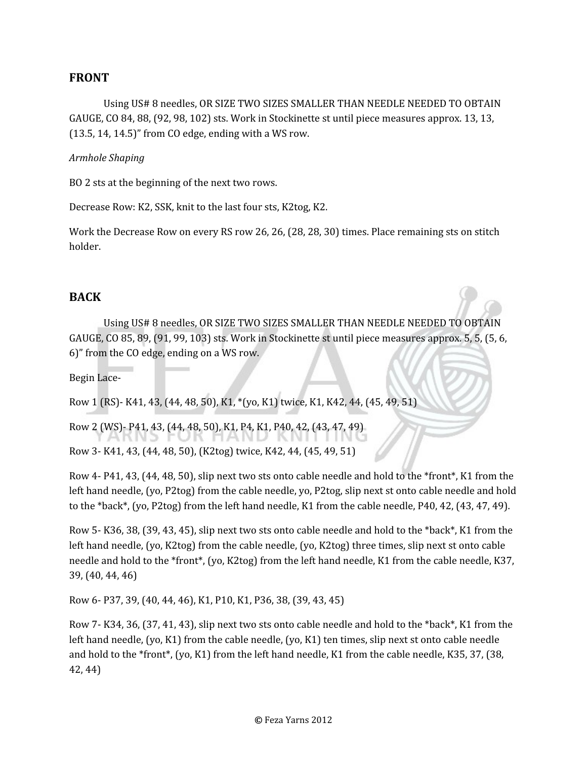## FRONT

Using US# 8 needles, OR SIZE TWO SIZES SMALLER THAN NEEDLE NEEDED TO OBTAIN GAUGE, CO 84, 88, (92, 98, 102) sts. Work in Stockinette st until piece measures approx. 13, 13, (13.5, 14, 14.5)" from CO edge, ending with a WS row.

*Armhole Shaping*

BO 2 sts at the beginning of the next two rows.

Decrease Row: K2, SSK, knit to the last four sts, K2tog, K2.

Work the Decrease Row on every RS row 26, 26, (28, 28, 30) times. Place remaining sts on stitch holder.

## BACK

Using US# 8 needles, OR SIZE TWO SIZES SMALLER THAN NEEDLE NEEDED TO OBTAIN GAUGE, CO 85, 89, (91, 99, 103) sts. Work in Stockinette st until piece measures approx. 5, 5, (5, 6, 6)" from the CO edge, ending on a WS row.

Begin Lace-

Row 1 (RS)- K41, 43, (44, 48, 50), K1, *(yo, K1) twice, K1, K42, 44, (45, 49, 51)

Row 2 (WS)- P41, 43, (44, 48, 50), K1, P4, K1, P40, 42, (43, 47, 49)

Row 3- K41, 43, (44, 48, 50), (K2tog) twice, K42, 44, (45, 49, 51)

Row 4- P41, 43, (44, 48, 50), slip next two sts onto cable needle and hold to the *front*, K1 from the left hand needle, (yo, P2tog) from the cable needle, yo, P2tog, slip next st onto cable needle and hold to the *back*, (yo, P2tog) from the left hand needle, K1 from the cable needle, P40, 42, (43, 47, 49).

Row 5- K36, 38, (39, 43, 45), slip next two sts onto cable needle and hold to the *back*, K1 from the left hand needle, (yo, K2tog) from the cable needle, (yo, K2tog) three times, slip next st onto cable needle and hold to the *front*, (yo, K2tog) from the left hand needle, K1 from the cable needle, K37, 39, (40, 44, 46)

Row 6- P37, 39, (40, 44, 46), K1, P10, K1, P36, 38, (39, 43, 45)

Row 7- K34, 36, (37, 41, 43), slip next two sts onto cable needle and hold to the *back*, K1 from the left hand needle, (yo, K1) from the cable needle, (yo, K1) ten times, slip next st onto cable needle and hold to the *front*, (yo, K1) from the left hand needle, K1 from the cable needle, K35, 37, (38, 42, 44)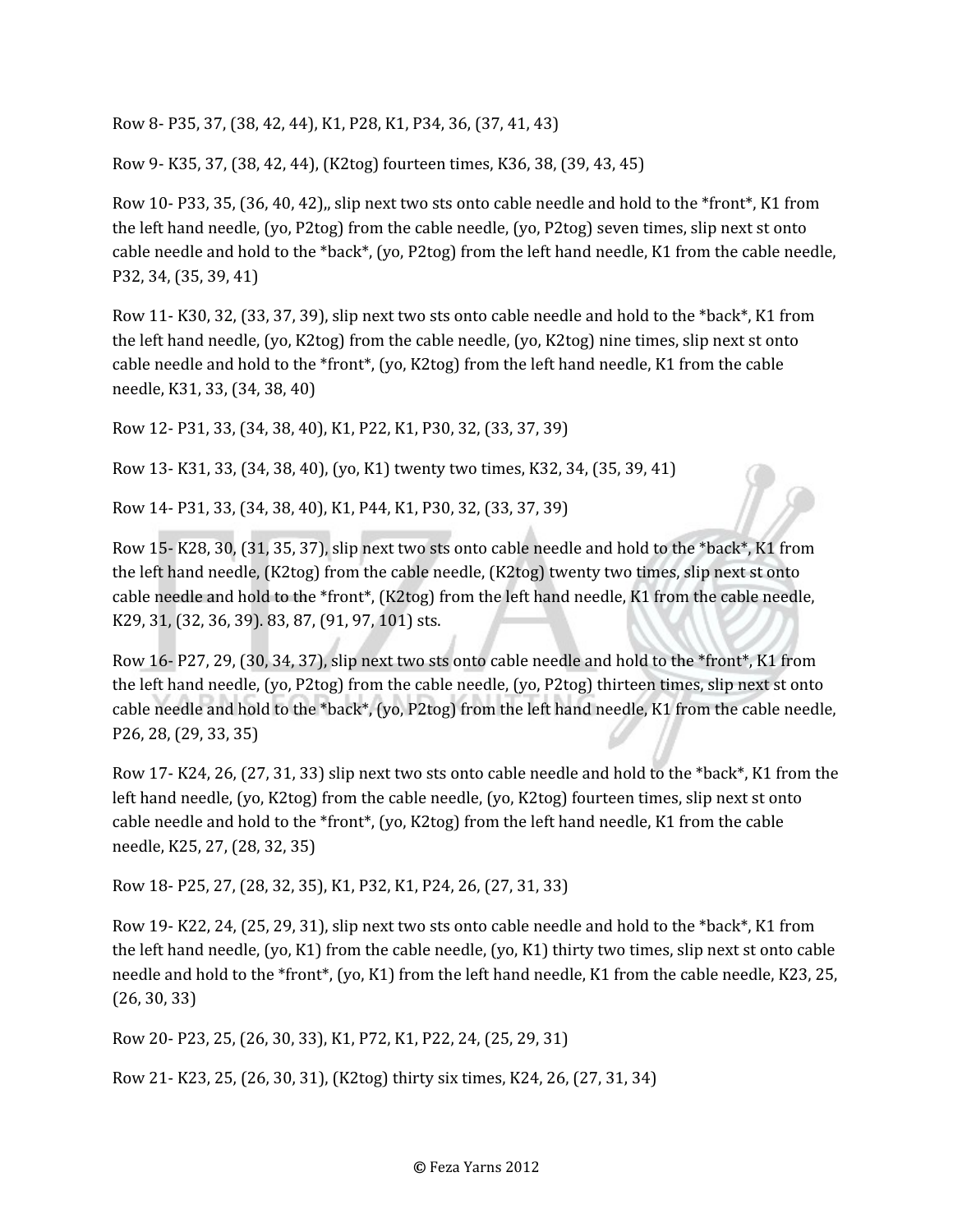Row 8- P35, 37, (38, 42, 44), K1, P28, K1, P34, 36, (37, 41, 43)

Row 9- K35, 37, (38, 42, 44), (K2tog) fourteen times, K36, 38, (39, 43, 45)

Row 10- P33, 35, (36, 40, 42),, slip next two sts onto cable needle and hold to the *front*, K1 from the left hand needle, (yo, P2tog) from the cable needle, (yo, P2tog) seven times, slip next st onto cable needle and hold to the *back*, (yo, P2tog) from the left hand needle, K1 from the cable needle, P32, 34, (35, 39, 41)

Row 11- K30, 32, (33, 37, 39), slip next two sts onto cable needle and hold to the *back*, K1 from the left hand needle, (yo, K2tog) from the cable needle, (yo, K2tog) nine times, slip next st onto cable needle and hold to the *front*, (yo, K2tog) from the left hand needle, K1 from the cable needle, K31, 33, (34, 38, 40)

Row 12- P31, 33, (34, 38, 40), K1, P22, K1, P30, 32, (33, 37, 39)

Row 13- K31, 33, (34, 38, 40), (yo, K1) twenty two times, K32, 34, (35, 39, 41)

Row 14- P31, 33, (34, 38, 40), K1, P44, K1, P30, 32, (33, 37, 39)

Row 15- K28, 30, (31, 35, 37), slip next two sts onto cable needle and hold to the *back*, K1 from the left hand needle, (K2tog) from the cable needle, (K2tog) twenty two times, slip next st onto cable needle and hold to the *front*, (K2tog) from the left hand needle, K1 from the cable needle, K29, 31, (32, 36, 39). 83, 87, (91, 97, 101) sts.

Row 16- P27, 29, (30, 34, 37), slip next two sts onto cable needle and hold to the *front*, K1 from the left hand needle, (yo, P2tog) from the cable needle, (yo, P2tog) thirteen times, slip next st onto cable needle and hold to the *back*, (yo, P2tog) from the left hand needle, K1 from the cable needle, P26, 28, (29, 33, 35)

Row 17- K24, 26, (27, 31, 33) slip next two sts onto cable needle and hold to the *back*, K1 from the left hand needle, (yo, K2tog) from the cable needle, (yo, K2tog) fourteen times, slip next st onto cable needle and hold to the *front*, (yo, K2tog) from the left hand needle, K1 from the cable needle, K25, 27, (28, 32, 35)

Row 18- P25, 27, (28, 32, 35), K1, P32, K1, P24, 26, (27, 31, 33)

Row 19- K22, 24, (25, 29, 31), slip next two sts onto cable needle and hold to the *back*, K1 from the left hand needle, (yo, K1) from the cable needle, (yo, K1) thirty two times, slip next st onto cable needle and hold to the *front*, (yo, K1) from the left hand needle, K1 from the cable needle, K23, 25, (26, 30, 33)

Row 20- P23, 25, (26, 30, 33), K1, P72, K1, P22, 24, (25, 29, 31)

Row 21- K23, 25, (26, 30, 31), (K2tog) thirty six times, K24, 26, (27, 31, 34)

© Feza Yarns 2012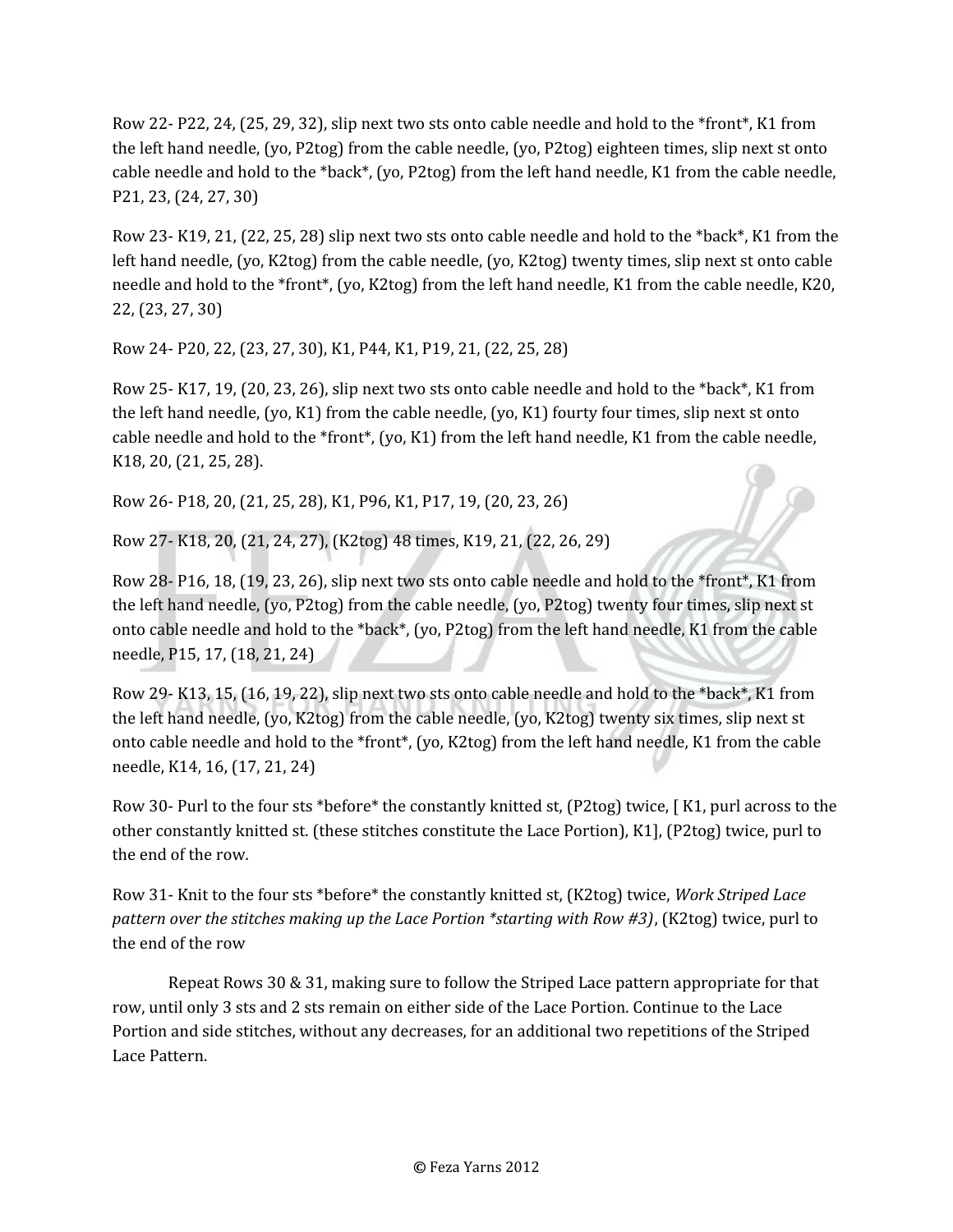Row 22- P22, 24, (25, 29, 32), slip next two sts onto cable needle and hold to the *front*, K1 from the left hand needle, (yo, P2tog) from the cable needle, (yo, P2tog) eighteen times, slip next st onto cable needle and hold to the *back*, (yo, P2tog) from the left hand needle, K1 from the cable needle, P21, 23, (24, 27, 30)

Row 23- K19, 21, (22, 25, 28) slip next two sts onto cable needle and hold to the *back*, K1 from the left hand needle, (yo, K2tog) from the cable needle, (yo, K2tog) twenty times, slip next st onto cable needle and hold to the *front*, (yo, K2tog) from the left hand needle, K1 from the cable needle, K20, 22, (23, 27, 30)

Row 24- P20, 22, (23, 27, 30), K1, P44, K1, P19, 21, (22, 25, 28)

Row 25- K17, 19, (20, 23, 26), slip next two sts onto cable needle and hold to the *back*, K1 from the left hand needle, (yo, K1) from the cable needle, (yo, K1) fourty four times, slip next st onto cable needle and hold to the *front*, (yo, K1) from the left hand needle, K1 from the cable needle, K18, 20, (21, 25, 28).

Row 26- P18, 20, (21, 25, 28), K1, P96, K1, P17, 19, (20, 23, 26)

Row 27- K18, 20, (21, 24, 27), (K2tog) 48 times, K19, 21, (22, 26, 29)

Row 28- P16, 18, (19, 23, 26), slip next two sts onto cable needle and hold to the *front*, K1 from the left hand needle, (yo, P2tog) from the cable needle, (yo, P2tog) twenty four times, slip next st onto cable needle and hold to the *back*, (yo, P2tog) from the left hand needle, K1 from the cable needle, P15, 17, (18, 21, 24)

Row 29- K13, 15, (16, 19, 22), slip next two sts onto cable needle and hold to the *back*, K1 from the left hand needle, (yo, K2tog) from the cable needle, (yo, K2tog) twenty six times, slip next st onto cable needle and hold to the *front*, (yo, K2tog) from the left hand needle, K1 from the cable needle, K14, 16, (17, 21, 24)

Row 30- Purl to the four sts *before* the constantly knitted st, (P2tog) twice, [ K1, purl across to the other constantly knitted st. (these stitches constitute the Lace Portion), K1], (P2tog) twice, purl to the end of the row.

Row 31- Knit to the four sts *before* the constantly knitted st, (K2tog) twice, *Work Striped Lace pattern over the stitches making up the Lace Portion *starting with Row #3)*, (K2tog) twice, purl to the end of the row

Repeat Rows 30 & 31, making sure to follow the Striped Lace pattern appropriate for that row, until only 3 sts and 2 sts remain on either side of the Lace Portion. Continue to the Lace Portion and side stitches, without any decreases, for an additional two repetitions of the Striped Lace Pattern.

© Feza Yarns 2012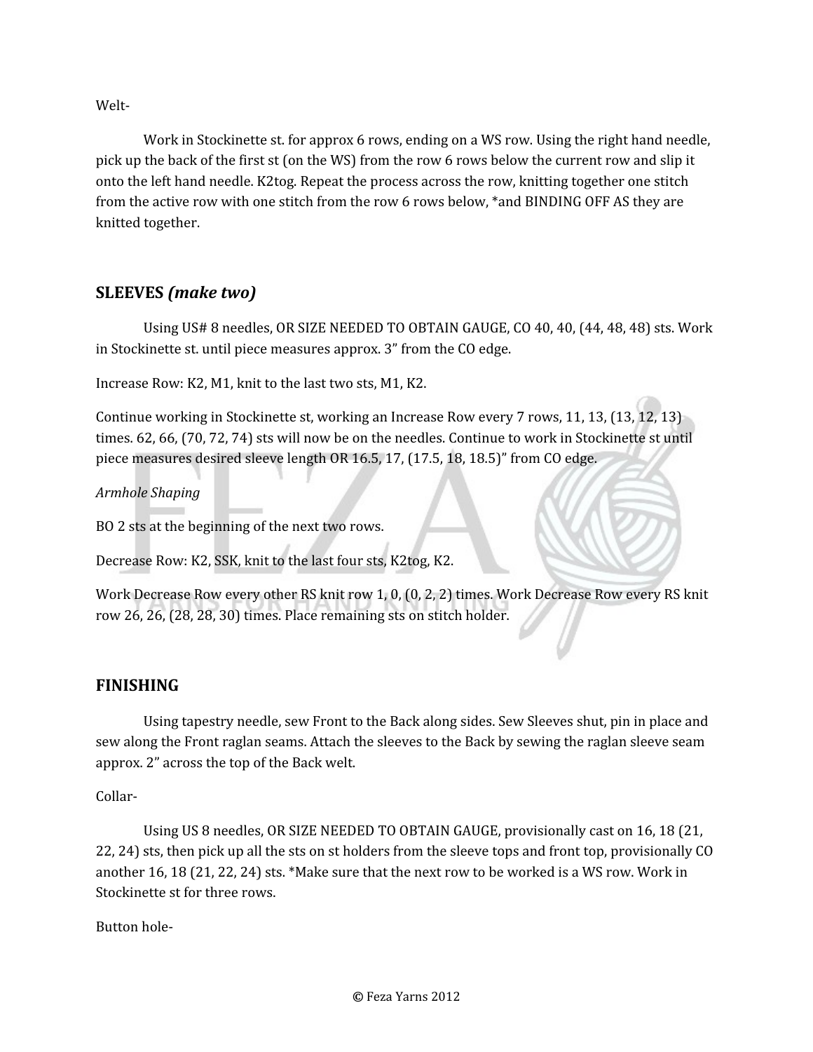Welt-

Work in Stockinette st. for approx 6 rows, ending on a WS row. Using the right hand needle, pick up the back of the first st (on the WS) from the row 6 rows below the current row and slip it onto the left hand needle. K2tog. Repeat the process across the row, knitting together one stitch from the active row with one stitch from the row 6 rows below, *and BINDING OFF AS they are knitted together.

## SLEEVES *(make two)*

Using US# 8 needles, OR SIZE NEEDED TO OBTAIN GAUGE, CO 40, 40, (44, 48, 48) sts. Work in Stockinette st. until piece measures approx. 3" from the CO edge.

Increase Row: K2, M1, knit to the last two sts, M1, K2.

Continue working in Stockinette st, working an Increase Row every 7 rows, 11, 13, (13, 12, 13) times. 62, 66, (70, 72, 74) sts will now be on the needles. Continue to work in Stockinette st until piece measures desired sleeve length OR 16.5, 17, (17.5, 18, 18.5)" from CO edge.

*Armhole Shaping*

BO 2 sts at the beginning of the next two rows.

Decrease Row: K2, SSK, knit to the last four sts, K2tog, K2.

Work Decrease Row every other RS knit row 1, 0, (0, 2, 2) times. Work Decrease Row every RS knit row 26, 26, (28, 28, 30) times. Place remaining sts on stitch holder.

## FINISHING

Using tapestry needle, sew Front to the Back along sides. Sew Sleeves shut, pin in place and sew along the Front raglan seams. Attach the sleeves to the Back by sewing the raglan sleeve seam approx. 2" across the top of the Back welt.

Collar-

Using US 8 needles, OR SIZE NEEDED TO OBTAIN GAUGE, provisionally cast on 16, 18 (21, 22, 24) sts, then pick up all the sts on st holders from the sleeve tops and front top, provisionally CO another 16, 18 (21, 22, 24) sts. *Make sure that the next row to be worked is a WS row. Work in Stockinette st for three rows.

Button hole-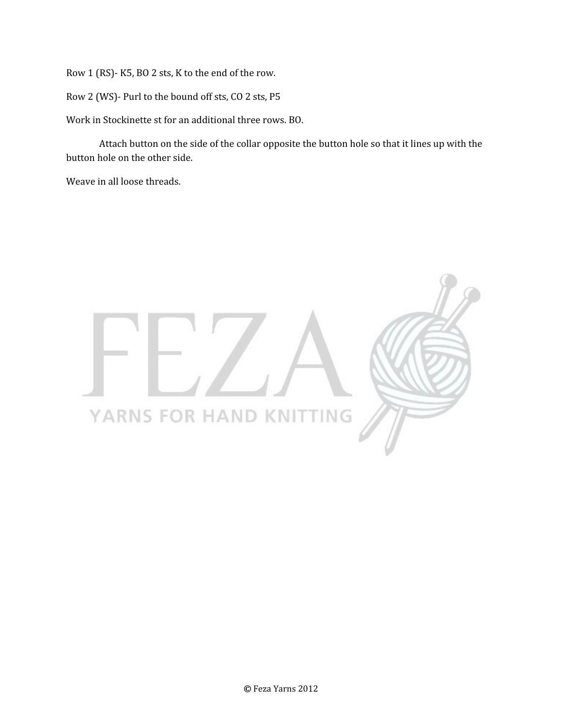Row 1 (RS)- K5, BO 2 sts, K to the end of the row.

Row 2 (WS)- Purl to the bound off sts, CO 2 sts, P5

Work in Stockinette st for an additional three rows. BO.

Attach button on the side of the collar opposite the button hole so that it lines up with the button hole on the other side.

Weave in all loose threads.

FEZA

YARNS FOR HAND KNITTING

© Feza Yarns 2012